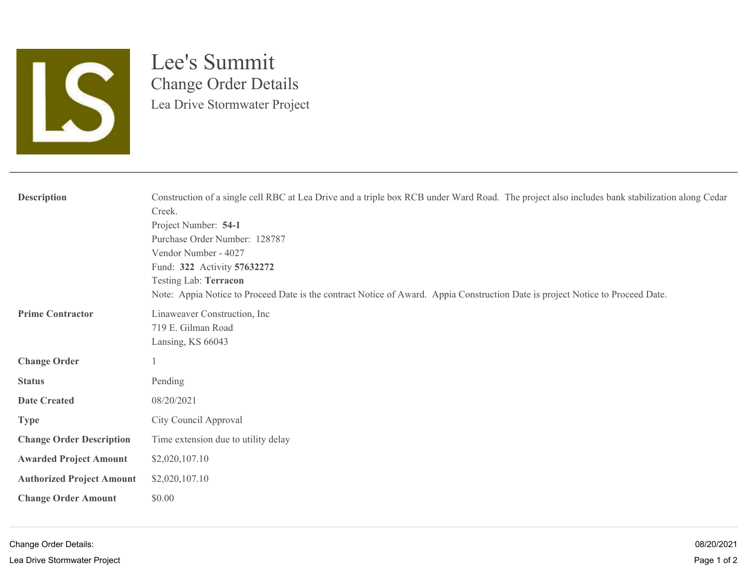# Lee's Summit

## Change Order Details

### Lea Drive Stormwater Project

| | |
|---|---|
| **Description** | Construction of a single cell RBC at Lea Drive and a triple box RCB under Ward Road. The project also includes bank stabilization along Cedar Creek.<br>Project Number: **54-1**<br>Purchase Order Number: 128787<br>Vendor Number - 4027<br>Fund: **322** Activity **57632272**<br>Testing Lab: **Terracon**<br>Note: Appia Notice to Proceed Date is the contract Notice of Award. Appia Construction Date is project Notice to Proceed Date. |
| **Prime Contractor** | Linaweaver Construction, Inc<br>719 E. Gilman Road<br>Lansing, KS 66043 |
| **Change Order** | 1 |
| **Status** | Pending |
| **Date Created** | 08/20/2021 |
| **Type** | City Council Approval |
| **Change Order Description** | Time extension due to utility delay |
| **Awarded Project Amount** | $2,020,107.10 |
| **Authorized Project Amount** | $2,020,107.10 |
| **Change Order Amount** | $0.00 |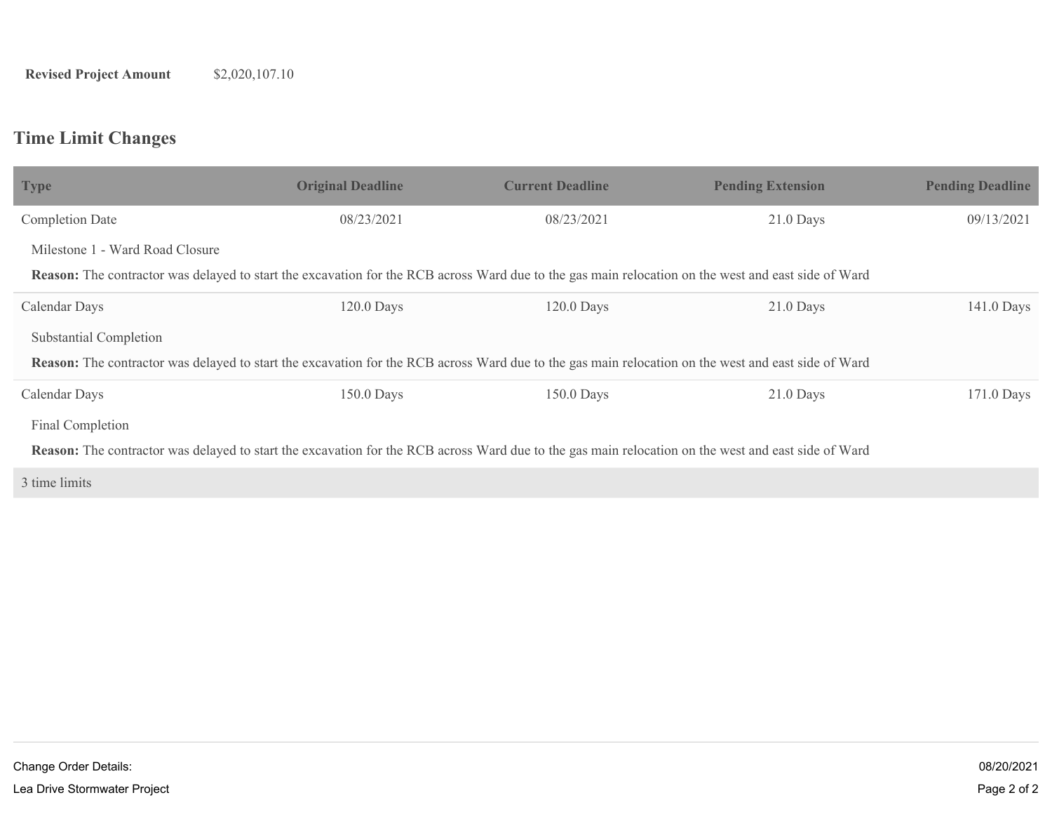**Revised Project Amount** $2,020,107.10

## Time Limit Changes

| Type | Original Deadline | Current Deadline | Pending Extension | Pending Deadline |
|---|---|---|---|---|
| Completion Date | 08/23/2021 | 08/23/2021 | 21.0 Days | 09/13/2021 |
| Milestone 1 - Ward Road Closure | | | | |
| **Reason:** The contractor was delayed to start the excavation for the RCB across Ward due to the gas main relocation on the west and east side of Ward | | | | |
| Calendar Days | 120.0 Days | 120.0 Days | 21.0 Days | 141.0 Days |
| Substantial Completion | | | | |
| **Reason:** The contractor was delayed to start the excavation for the RCB across Ward due to the gas main relocation on the west and east side of Ward | | | | |
| Calendar Days | 150.0 Days | 150.0 Days | 21.0 Days | 171.0 Days |
| Final Completion | | | | |
| **Reason:** The contractor was delayed to start the excavation for the RCB across Ward due to the gas main relocation on the west and east side of Ward | | | | |
| 3 time limits | | | | |

Change Order Details:

Lea Drive Stormwater Project

08/20/2021